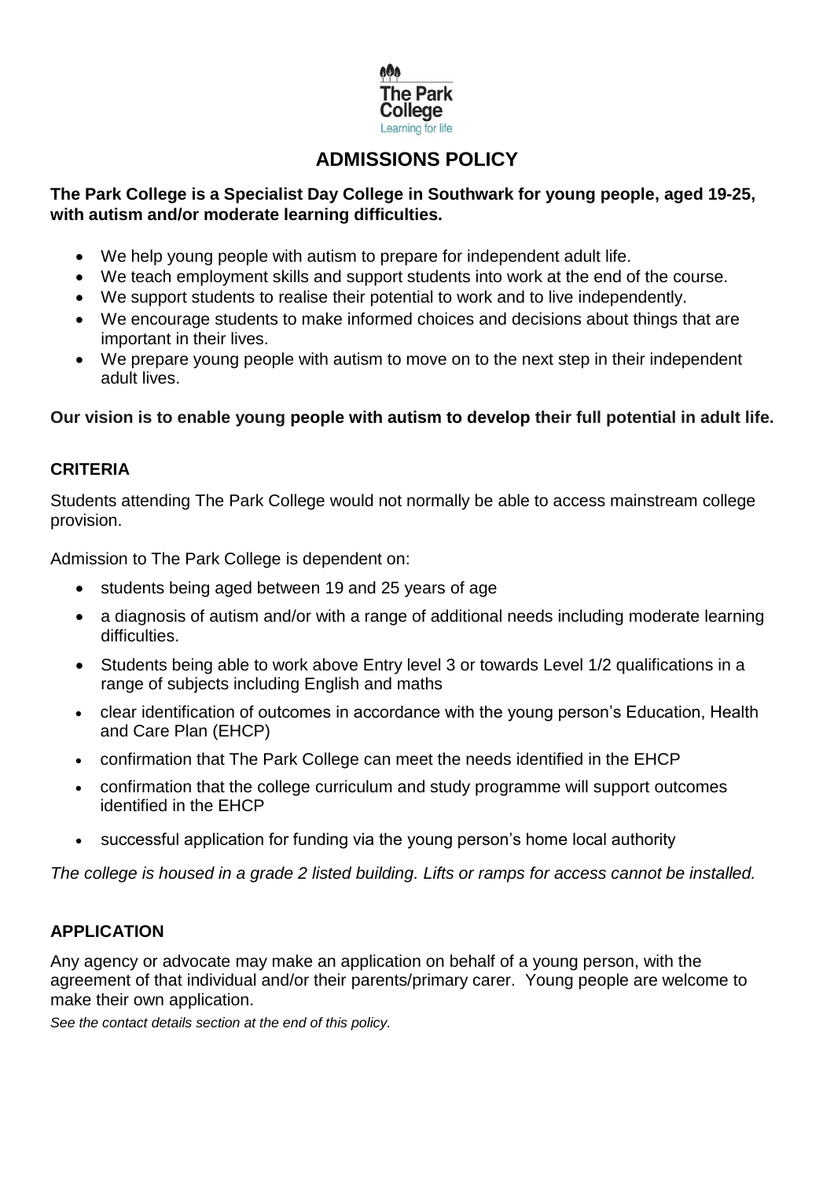# ADMISSIONS POLICY

**The Park College is a Specialist Day College in Southwark for young people, aged 19-25, with autism and/or moderate learning difficulties.**

- We help young people with autism to prepare for independent adult life.
- We teach employment skills and support students into work at the end of the course.
- We support students to realise their potential to work and to live independently.
- We encourage students to make informed choices and decisions about things that are important in their lives.
- We prepare young people with autism to move on to the next step in their independent adult lives.

**Our vision is to enable young people with autism to develop their full potential in adult life.**

## CRITERIA

Students attending The Park College would not normally be able to access mainstream college provision.

Admission to The Park College is dependent on:

- students being aged between 19 and 25 years of age
- a diagnosis of autism and/or with a range of additional needs including moderate learning difficulties.
- Students being able to work above Entry level 3 or towards Level 1/2 qualifications in a range of subjects including English and maths
- clear identification of outcomes in accordance with the young person's Education, Health and Care Plan (EHCP)
- confirmation that The Park College can meet the needs identified in the EHCP
- confirmation that the college curriculum and study programme will support outcomes identified in the EHCP
- successful application for funding via the young person's home local authority

*The college is housed in a grade 2 listed building. Lifts or ramps for access cannot be installed.*

## APPLICATION

Any agency or advocate may make an application on behalf of a young person, with the agreement of that individual and/or their parents/primary carer. Young people are welcome to make their own application.

*See the contact details section at the end of this policy.*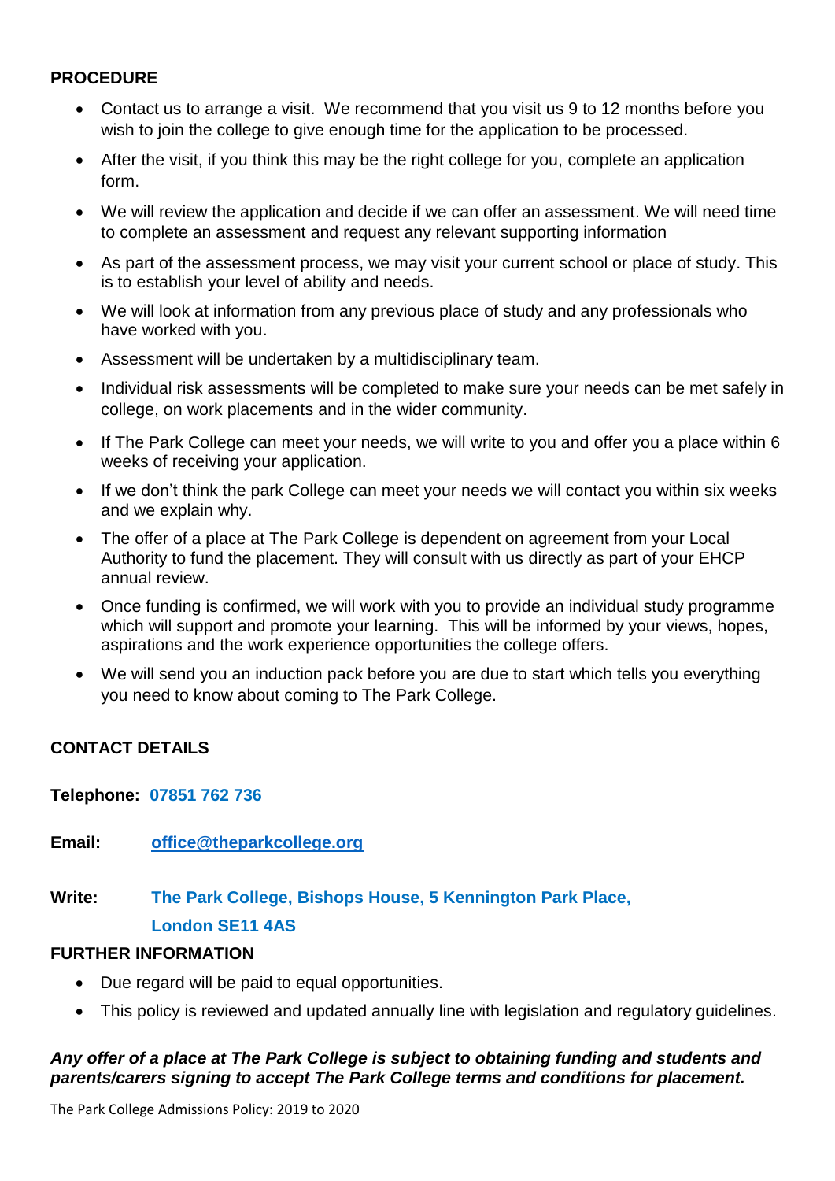## PROCEDURE

- Contact us to arrange a visit. We recommend that you visit us 9 to 12 months before you wish to join the college to give enough time for the application to be processed.
- After the visit, if you think this may be the right college for you, complete an application form.
- We will review the application and decide if we can offer an assessment. We will need time to complete an assessment and request any relevant supporting information
- As part of the assessment process, we may visit your current school or place of study. This is to establish your level of ability and needs.
- We will look at information from any previous place of study and any professionals who have worked with you.
- Assessment will be undertaken by a multidisciplinary team.
- Individual risk assessments will be completed to make sure your needs can be met safely in college, on work placements and in the wider community.
- If The Park College can meet your needs, we will write to you and offer you a place within 6 weeks of receiving your application.
- If we don't think the park College can meet your needs we will contact you within six weeks and we explain why.
- The offer of a place at The Park College is dependent on agreement from your Local Authority to fund the placement. They will consult with us directly as part of your EHCP annual review.
- Once funding is confirmed, we will work with you to provide an individual study programme which will support and promote your learning. This will be informed by your views, hopes, aspirations and the work experience opportunities the college offers.
- We will send you an induction pack before you are due to start which tells you everything you need to know about coming to The Park College.

## CONTACT DETAILS

**Telephone:** **07851 762 736**

**Email:** **office@theparkcollege.org**

**Write:** **The Park College, Bishops House, 5 Kennington Park Place, London SE11 4AS**

## FURTHER INFORMATION

- Due regard will be paid to equal opportunities.
- This policy is reviewed and updated annually line with legislation and regulatory guidelines.

***Any offer of a place at The Park College is subject to obtaining funding and students and parents/carers signing to accept The Park College terms and conditions for placement.***